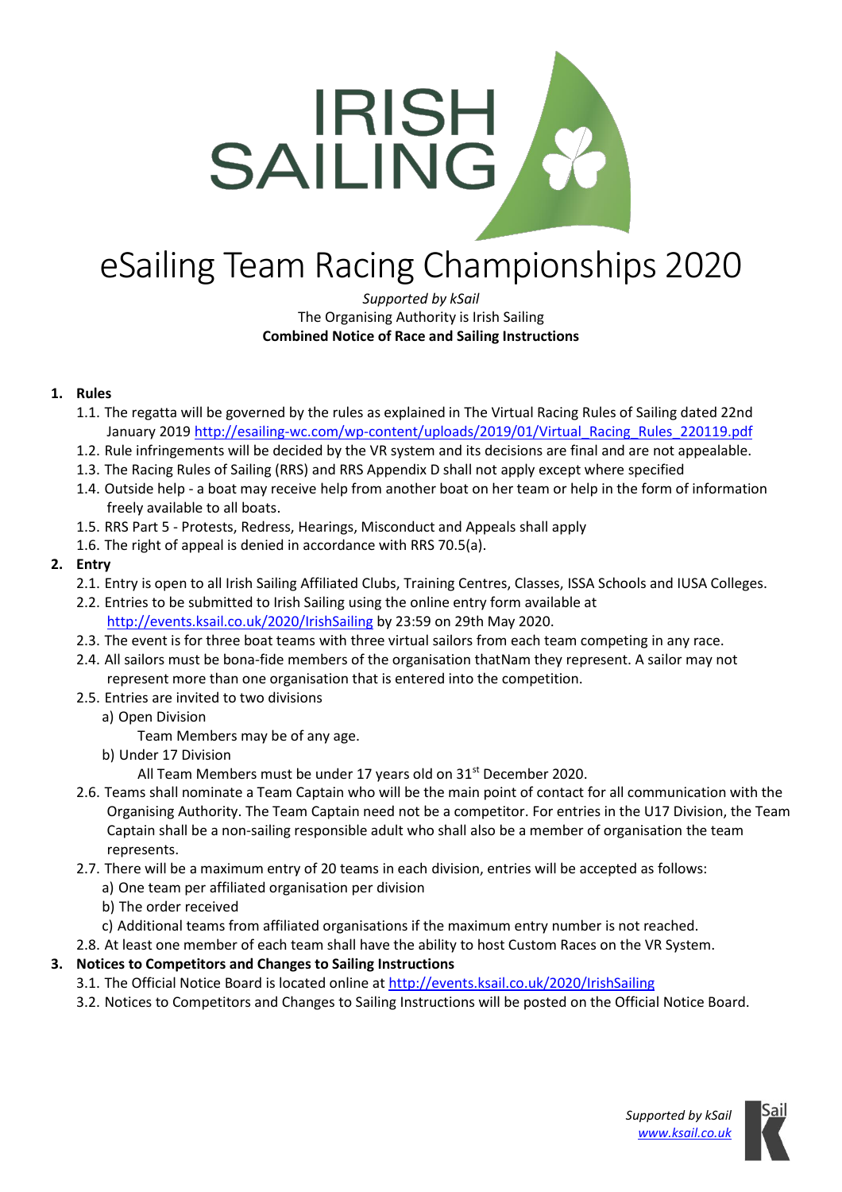# eSailing Team Racing Championships 2020

*Supported by kSail*
The Organising Authority is Irish Sailing
**Combined Notice of Race and Sailing Instructions**

1. **Rules**
   1.1. The regatta will be governed by the rules as explained in The Virtual Racing Rules of Sailing dated 22nd January 2019 http://esailing-wc.com/wp-content/uploads/2019/01/Virtual_Racing_Rules_220119.pdf
   1.2. Rule infringements will be decided by the VR system and its decisions are final and are not appealable.
   1.3. The Racing Rules of Sailing (RRS) and RRS Appendix D shall not apply except where specified
   1.4. Outside help - a boat may receive help from another boat on her team or help in the form of information freely available to all boats.
   1.5. RRS Part 5 - Protests, Redress, Hearings, Misconduct and Appeals shall apply
   1.6. The right of appeal is denied in accordance with RRS 70.5(a).
2. **Entry**
   2.1. Entry is open to all Irish Sailing Affiliated Clubs, Training Centres, Classes, ISSA Schools and IUSA Colleges.
   2.2. Entries to be submitted to Irish Sailing using the online entry form available at http://events.ksail.co.uk/2020/IrishSailing by 23:59 on 29th May 2020.
   2.3. The event is for three boat teams with three virtual sailors from each team competing in any race.
   2.4. All sailors must be bona-fide members of the organisation thatNam they represent. A sailor may not represent more than one organisation that is entered into the competition.
   2.5. Entries are invited to two divisions
      a) Open Division
         Team Members may be of any age.
      b) Under 17 Division
         All Team Members must be under 17 years old on 31st December 2020.
   2.6. Teams shall nominate a Team Captain who will be the main point of contact for all communication with the Organising Authority. The Team Captain need not be a competitor. For entries in the U17 Division, the Team Captain shall be a non-sailing responsible adult who shall also be a member of organisation the team represents.
   2.7. There will be a maximum entry of 20 teams in each division, entries will be accepted as follows:
      a) One team per affiliated organisation per division
      b) The order received
      c) Additional teams from affiliated organisations if the maximum entry number is not reached.
   2.8. At least one member of each team shall have the ability to host Custom Races on the VR System.
3. **Notices to Competitors and Changes to Sailing Instructions**
   3.1. The Official Notice Board is located online at http://events.ksail.co.uk/2020/IrishSailing
   3.2. Notices to Competitors and Changes to Sailing Instructions will be posted on the Official Notice Board.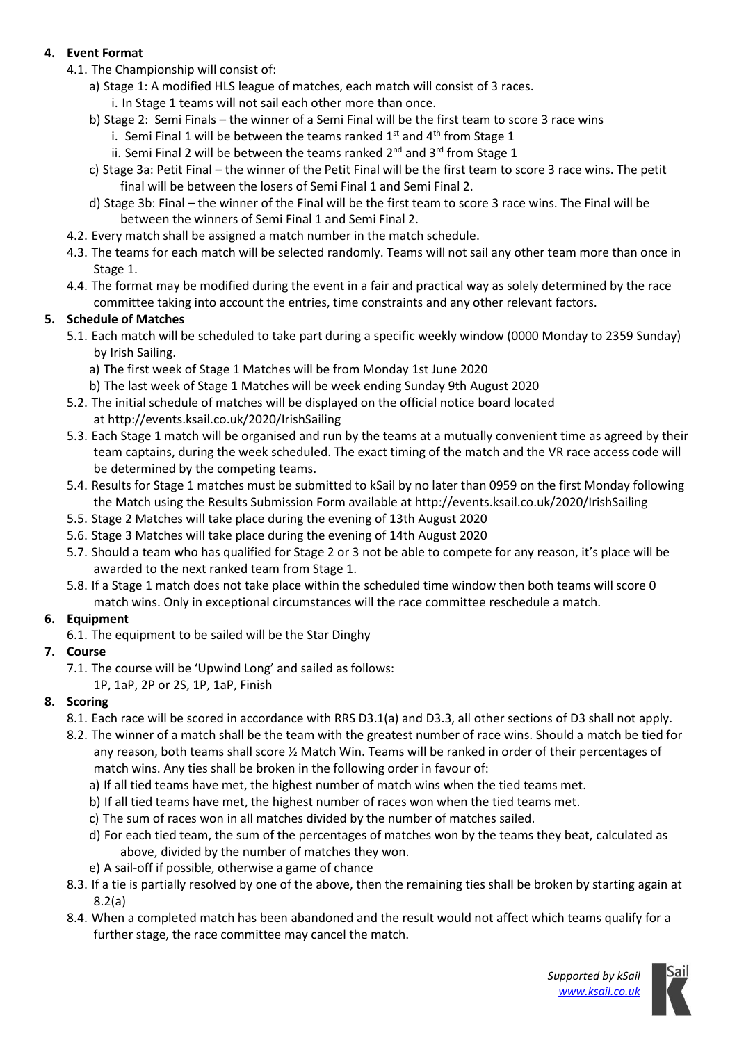## 4. Event Format

4.1. The Championship will consist of:

a) Stage 1: A modified HLS league of matches, each match will consist of 3 races.

i. In Stage 1 teams will not sail each other more than once.

b) Stage 2: Semi Finals – the winner of a Semi Final will be the first team to score 3 race wins

i. Semi Final 1 will be between the teams ranked 1st and 4th from Stage 1

ii. Semi Final 2 will be between the teams ranked 2nd and 3rd from Stage 1

c) Stage 3a: Petit Final – the winner of the Petit Final will be the first team to score 3 race wins. The petit final will be between the losers of Semi Final 1 and Semi Final 2.

d) Stage 3b: Final – the winner of the Final will be the first team to score 3 race wins. The Final will be between the winners of Semi Final 1 and Semi Final 2.

4.2. Every match shall be assigned a match number in the match schedule.

4.3. The teams for each match will be selected randomly. Teams will not sail any other team more than once in Stage 1.

4.4. The format may be modified during the event in a fair and practical way as solely determined by the race committee taking into account the entries, time constraints and any other relevant factors.

## 5. Schedule of Matches

5.1. Each match will be scheduled to take part during a specific weekly window (0000 Monday to 2359 Sunday) by Irish Sailing.

a) The first week of Stage 1 Matches will be from Monday 1st June 2020

b) The last week of Stage 1 Matches will be week ending Sunday 9th August 2020

5.2. The initial schedule of matches will be displayed on the official notice board located at http://events.ksail.co.uk/2020/IrishSailing

5.3. Each Stage 1 match will be organised and run by the teams at a mutually convenient time as agreed by their team captains, during the week scheduled. The exact timing of the match and the VR race access code will be determined by the competing teams.

5.4. Results for Stage 1 matches must be submitted to kSail by no later than 0959 on the first Monday following the Match using the Results Submission Form available at http://events.ksail.co.uk/2020/IrishSailing

5.5. Stage 2 Matches will take place during the evening of 13th August 2020

5.6. Stage 3 Matches will take place during the evening of 14th August 2020

5.7. Should a team who has qualified for Stage 2 or 3 not be able to compete for any reason, it's place will be awarded to the next ranked team from Stage 1.

5.8. If a Stage 1 match does not take place within the scheduled time window then both teams will score 0 match wins. Only in exceptional circumstances will the race committee reschedule a match.

## 6. Equipment

6.1. The equipment to be sailed will be the Star Dinghy

## 7. Course

7.1. The course will be 'Upwind Long' and sailed as follows:

1P, 1aP, 2P or 2S, 1P, 1aP, Finish

## 8. Scoring

8.1. Each race will be scored in accordance with RRS D3.1(a) and D3.3, all other sections of D3 shall not apply.

8.2. The winner of a match shall be the team with the greatest number of race wins. Should a match be tied for any reason, both teams shall score ½ Match Win. Teams will be ranked in order of their percentages of match wins. Any ties shall be broken in the following order in favour of:

a) If all tied teams have met, the highest number of match wins when the tied teams met.

b) If all tied teams have met, the highest number of races won when the tied teams met.

c) The sum of races won in all matches divided by the number of matches sailed.

d) For each tied team, the sum of the percentages of matches won by the teams they beat, calculated as above, divided by the number of matches they won.

e) A sail-off if possible, otherwise a game of chance

8.3. If a tie is partially resolved by one of the above, then the remaining ties shall be broken by starting again at 8.2(a)

8.4. When a completed match has been abandoned and the result would not affect which teams qualify for a further stage, the race committee may cancel the match.

*Supported by kSail*
*www.ksail.co.uk*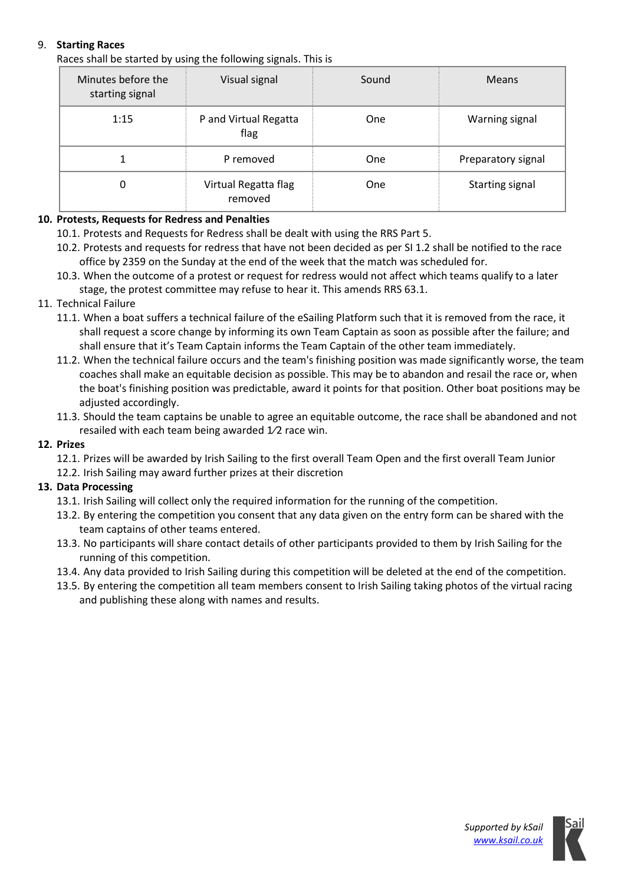9. **Starting Races**

Races shall be started by using the following signals. This is

| Minutes before the starting signal | Visual signal | Sound | Means |
|---|---|---|---|
| 1:15 | P and Virtual Regatta flag | One | Warning signal |
| 1 | P removed | One | Preparatory signal |
| 0 | Virtual Regatta flag removed | One | Starting signal |

**10. Protests, Requests for Redress and Penalties**

10.1. Protests and Requests for Redress shall be dealt with using the RRS Part 5.

10.2. Protests and requests for redress that have not been decided as per SI 1.2 shall be notified to the race office by 2359 on the Sunday at the end of the week that the match was scheduled for.

10.3. When the outcome of a protest or request for redress would not affect which teams qualify to a later stage, the protest committee may refuse to hear it. This amends RRS 63.1.

11. Technical Failure

11.1. When a boat suffers a technical failure of the eSailing Platform such that it is removed from the race, it shall request a score change by informing its own Team Captain as soon as possible after the failure; and shall ensure that it's Team Captain informs the Team Captain of the other team immediately.

11.2. When the technical failure occurs and the team's finishing position was made significantly worse, the team coaches shall make an equitable decision as possible. This may be to abandon and resail the race or, when the boat's finishing position was predictable, award it points for that position. Other boat positions may be adjusted accordingly.

11.3. Should the team captains be unable to agree an equitable outcome, the race shall be abandoned and not resailed with each team being awarded 1⁄2 race win.

**12. Prizes**

12.1. Prizes will be awarded by Irish Sailing to the first overall Team Open and the first overall Team Junior

12.2. Irish Sailing may award further prizes at their discretion

**13. Data Processing**

13.1. Irish Sailing will collect only the required information for the running of the competition.

13.2. By entering the competition you consent that any data given on the entry form can be shared with the team captains of other teams entered.

13.3. No participants will share contact details of other participants provided to them by Irish Sailing for the running of this competition.

13.4. Any data provided to Irish Sailing during this competition will be deleted at the end of the competition.

13.5. By entering the competition all team members consent to Irish Sailing taking photos of the virtual racing and publishing these along with names and results.

*Supported by kSail*
*www.ksail.co.uk*